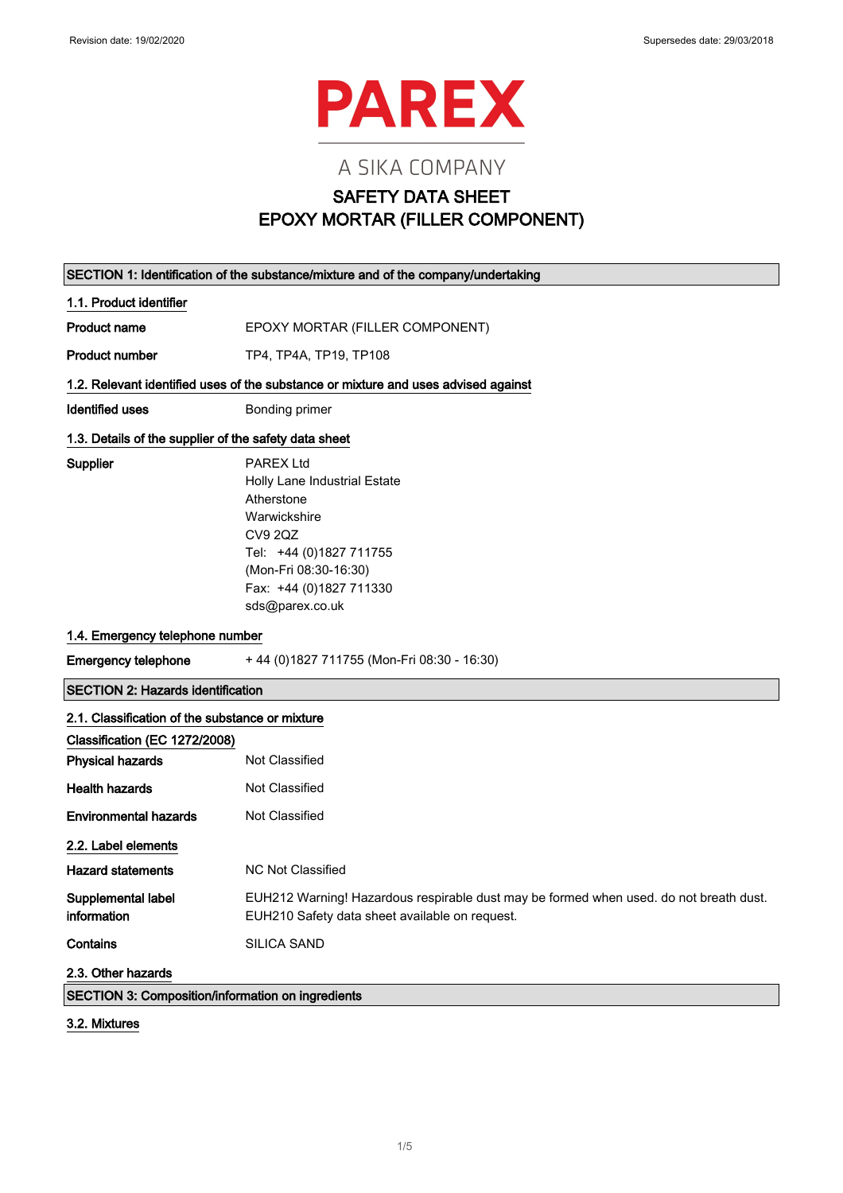Revision date: 19/02/2020

Supersedes date: 29/03/2018

PAREX

A SIKA COMPANY

# SAFETY DATA SHEET
# EPOXY MORTAR (FILLER COMPONENT)

## SECTION 1: Identification of the substance/mixture and of the company/undertaking

### 1.1. Product identifier

**Product name** EPOXY MORTAR (FILLER COMPONENT)

**Product number** TP4, TP4A, TP19, TP108

### 1.2. Relevant identified uses of the substance or mixture and uses advised against

**Identified uses** Bonding primer

### 1.3. Details of the supplier of the safety data sheet

**Supplier**
PAREX Ltd
Holly Lane Industrial Estate
Atherstone
Warwickshire
CV9 2QZ
Tel: +44 (0)1827 711755
(Mon-Fri 08:30-16:30)
Fax: +44 (0)1827 711330
sds@parex.co.uk

### 1.4. Emergency telephone number

**Emergency telephone** + 44 (0)1827 711755 (Mon-Fri 08:30 - 16:30)

## SECTION 2: Hazards identification

### 2.1. Classification of the substance or mixture

**Classification (EC 1272/2008)**

**Physical hazards** Not Classified

**Health hazards** Not Classified

**Environmental hazards** Not Classified

### 2.2. Label elements

**Hazard statements** NC Not Classified

**Supplemental label information**
EUH212 Warning! Hazardous respirable dust may be formed when used. do not breath dust.
EUH210 Safety data sheet available on request.

**Contains** SILICA SAND

### 2.3. Other hazards

## SECTION 3: Composition/information on ingredients

### 3.2. Mixtures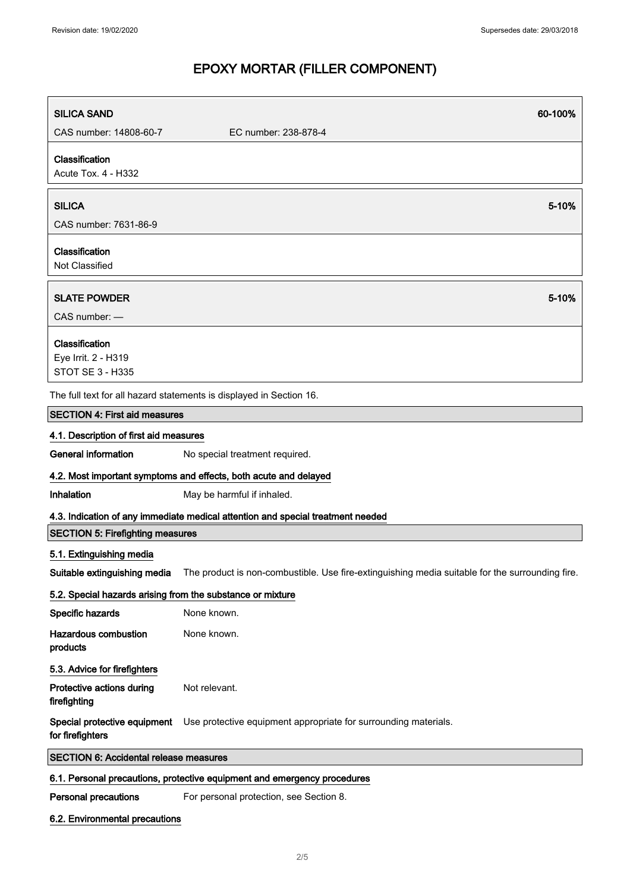# EPOXY MORTAR (FILLER COMPONENT)

| **SILICA SAND** | | **60-100%** |
|---|---|---|
| CAS number: 14808-60-7 | EC number: 238-878-4 | |
| **Classification**<br>Acute Tox. 4 - H332 | | |

| **SILICA** | **5-10%** |
|---|---|
| CAS number: 7631-86-9 | |
| **Classification**<br>Not Classified | |

| **SLATE POWDER** | **5-10%** |
|---|---|
| CAS number: — | |
| **Classification**<br>Eye Irrit. 2 - H319<br>STOT SE 3 - H335 | |

The full text for all hazard statements is displayed in Section 16.

## SECTION 4: First aid measures

### 4.1. Description of first aid measures

**General information** No special treatment required.

### 4.2. Most important symptoms and effects, both acute and delayed

**Inhalation** May be harmful if inhaled.

### 4.3. Indication of any immediate medical attention and special treatment needed

## SECTION 5: Firefighting measures

### 5.1. Extinguishing media

**Suitable extinguishing media** The product is non-combustible. Use fire-extinguishing media suitable for the surrounding fire.

### 5.2. Special hazards arising from the substance or mixture

**Specific hazards** None known.

**Hazardous combustion products** None known.

### 5.3. Advice for firefighters

**Protective actions during firefighting** Not relevant.

**Special protective equipment for firefighters** Use protective equipment appropriate for surrounding materials.

## SECTION 6: Accidental release measures

### 6.1. Personal precautions, protective equipment and emergency procedures

**Personal precautions** For personal protection, see Section 8.

### 6.2. Environmental precautions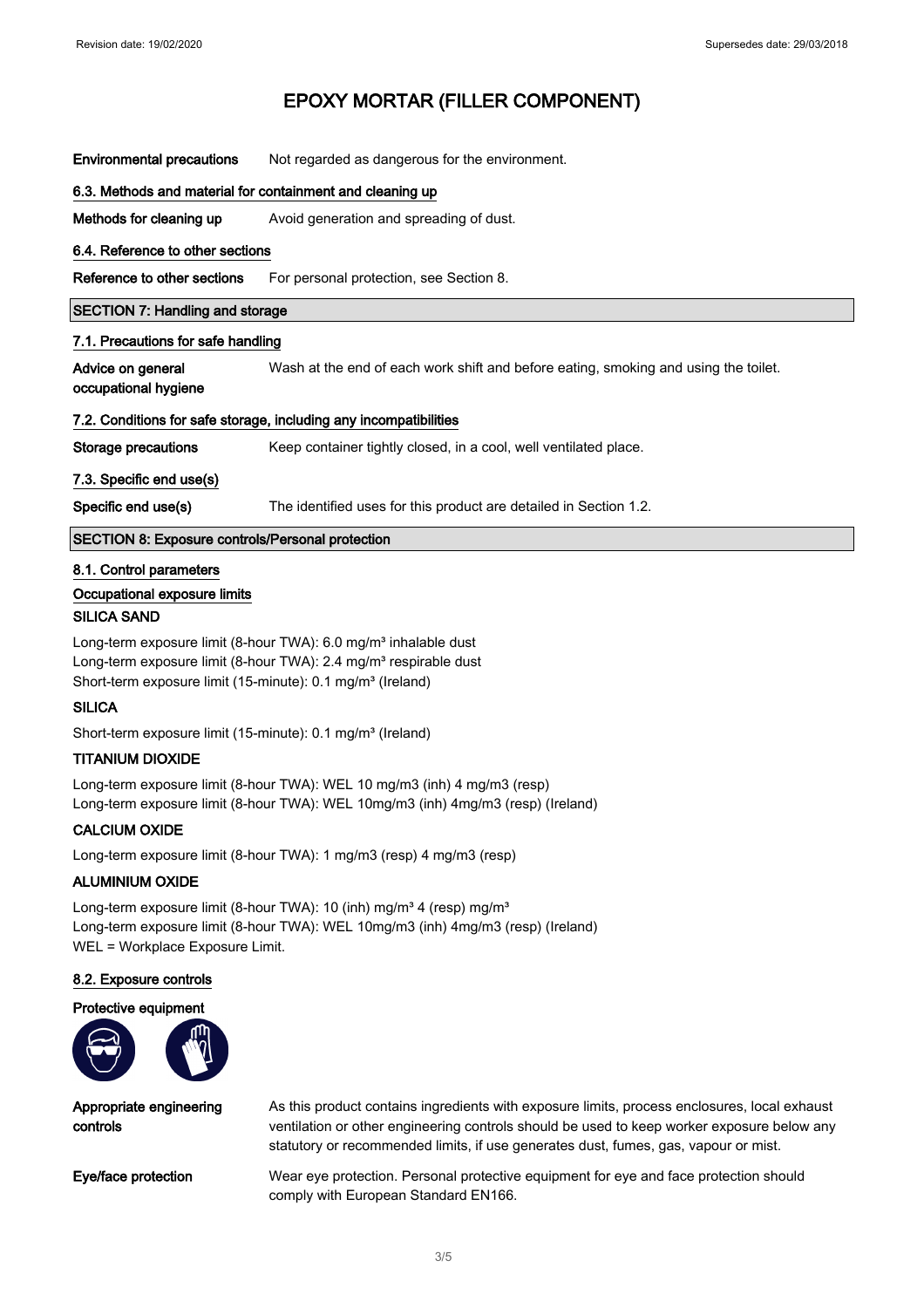# EPOXY MORTAR (FILLER COMPONENT)

**Environmental precautions** Not regarded as dangerous for the environment.

**6.3. Methods and material for containment and cleaning up**

**Methods for cleaning up** Avoid generation and spreading of dust.

**6.4. Reference to other sections**

**Reference to other sections** For personal protection, see Section 8.

## SECTION 7: Handling and storage

**7.1. Precautions for safe handling**

**Advice on general occupational hygiene** Wash at the end of each work shift and before eating, smoking and using the toilet.

**7.2. Conditions for safe storage, including any incompatibilities**

**Storage precautions** Keep container tightly closed, in a cool, well ventilated place.

**7.3. Specific end use(s)**

**Specific end use(s)** The identified uses for this product are detailed in Section 1.2.

## SECTION 8: Exposure controls/Personal protection

**8.1. Control parameters**

**Occupational exposure limits**

**SILICA SAND**

Long-term exposure limit (8-hour TWA): 6.0 mg/m³ inhalable dust
Long-term exposure limit (8-hour TWA): 2.4 mg/m³ respirable dust
Short-term exposure limit (15-minute): 0.1 mg/m³ (Ireland)

**SILICA**

Short-term exposure limit (15-minute): 0.1 mg/m³ (Ireland)

**TITANIUM DIOXIDE**

Long-term exposure limit (8-hour TWA): WEL 10 mg/m3 (inh) 4 mg/m3 (resp)
Long-term exposure limit (8-hour TWA): WEL 10mg/m3 (inh) 4mg/m3 (resp) (Ireland)

**CALCIUM OXIDE**

Long-term exposure limit (8-hour TWA): 1 mg/m3 (resp) 4 mg/m3 (resp)

**ALUMINIUM OXIDE**

Long-term exposure limit (8-hour TWA): 10 (inh) mg/m³ 4 (resp) mg/m³
Long-term exposure limit (8-hour TWA): WEL 10mg/m3 (inh) 4mg/m3 (resp) (Ireland)
WEL = Workplace Exposure Limit.

**8.2. Exposure controls**

**Protective equipment**

**Appropriate engineering controls** As this product contains ingredients with exposure limits, process enclosures, local exhaust ventilation or other engineering controls should be used to keep worker exposure below any statutory or recommended limits, if use generates dust, fumes, gas, vapour or mist.

**Eye/face protection** Wear eye protection. Personal protective equipment for eye and face protection should comply with European Standard EN166.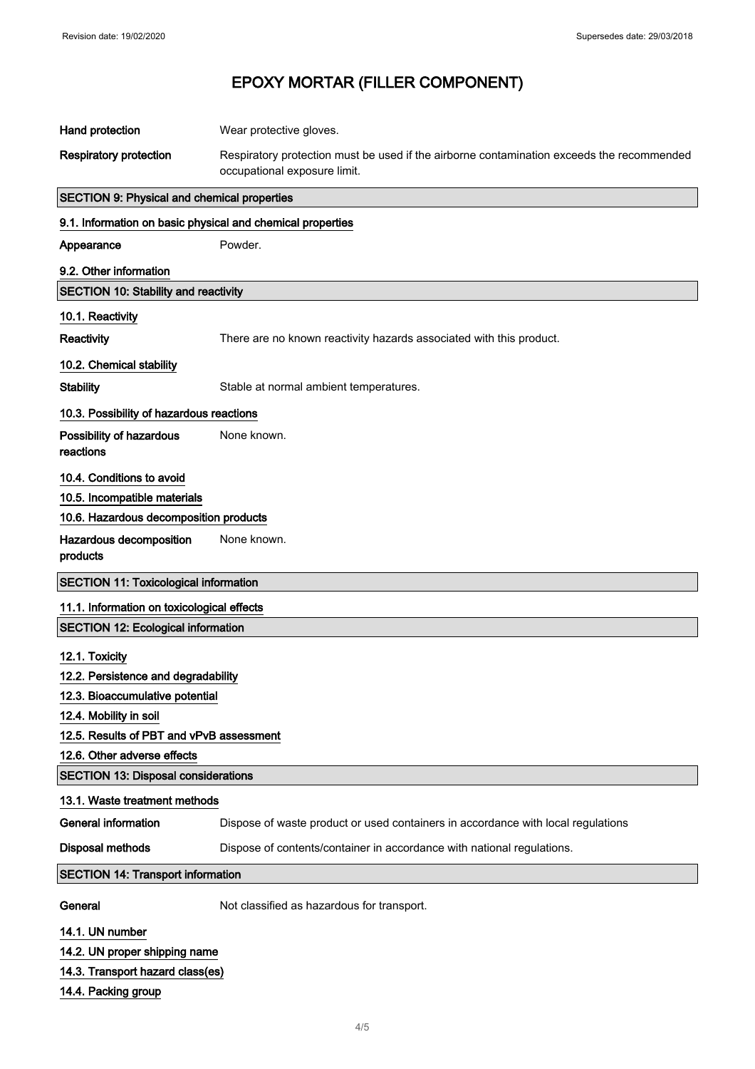Hand protection: Wear protective gloves.

Respiratory protection: Respiratory protection must be used if the airborne contamination exceeds the recommended occupational exposure limit.

## SECTION 9: Physical and chemical properties

### 9.1. Information on basic physical and chemical properties

**Appearance**: Powder.

### 9.2. Other information

## SECTION 10: Stability and reactivity

### 10.1. Reactivity

**Reactivity**: There are no known reactivity hazards associated with this product.

### 10.2. Chemical stability

**Stability**: Stable at normal ambient temperatures.

### 10.3. Possibility of hazardous reactions

**Possibility of hazardous reactions**: None known.

### 10.4. Conditions to avoid

### 10.5. Incompatible materials

### 10.6. Hazardous decomposition products

**Hazardous decomposition products**: None known.

## SECTION 11: Toxicological information

### 11.1. Information on toxicological effects

## SECTION 12: Ecological information

### 12.1. Toxicity

### 12.2. Persistence and degradability

### 12.3. Bioaccumulative potential

### 12.4. Mobility in soil

### 12.5. Results of PBT and vPvB assessment

### 12.6. Other adverse effects

## SECTION 13: Disposal considerations

### 13.1. Waste treatment methods

**General information**: Dispose of waste product or used containers in accordance with local regulations

**Disposal methods**: Dispose of contents/container in accordance with national regulations.

## SECTION 14: Transport information

**General**: Not classified as hazardous for transport.

### 14.1. UN number

### 14.2. UN proper shipping name

### 14.3. Transport hazard class(es)

### 14.4. Packing group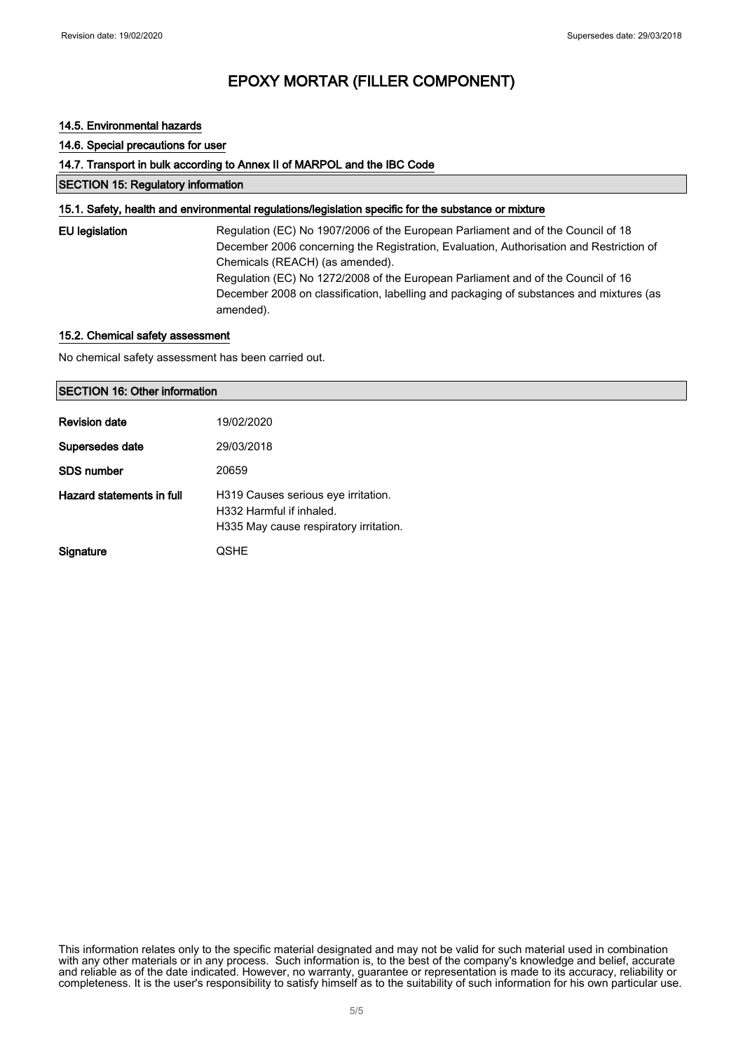# EPOXY MORTAR (FILLER COMPONENT)

### 14.5. Environmental hazards

### 14.6. Special precautions for user

### 14.7. Transport in bulk according to Annex II of MARPOL and the IBC Code

## SECTION 15: Regulatory information

### 15.1. Safety, health and environmental regulations/legislation specific for the substance or mixture

| | |
|---|---|
| **EU legislation** | Regulation (EC) No 1907/2006 of the European Parliament and of the Council of 18 December 2006 concerning the Registration, Evaluation, Authorisation and Restriction of Chemicals (REACH) (as amended).<br>Regulation (EC) No 1272/2008 of the European Parliament and of the Council of 16 December 2008 on classification, labelling and packaging of substances and mixtures (as amended). |

### 15.2. Chemical safety assessment

No chemical safety assessment has been carried out.

## SECTION 16: Other information

| | |
|---|---|
| **Revision date** | 19/02/2020 |
| **Supersedes date** | 29/03/2018 |
| **SDS number** | 20659 |
| **Hazard statements in full** | H319 Causes serious eye irritation.<br>H332 Harmful if inhaled.<br>H335 May cause respiratory irritation. |
| **Signature** | QSHE |

This information relates only to the specific material designated and may not be valid for such material used in combination with any other materials or in any process. Such information is, to the best of the company's knowledge and belief, accurate and reliable as of the date indicated. However, no warranty, guarantee or representation is made to its accuracy, reliability or completeness. It is the user's responsibility to satisfy himself as to the suitability of such information for his own particular use.